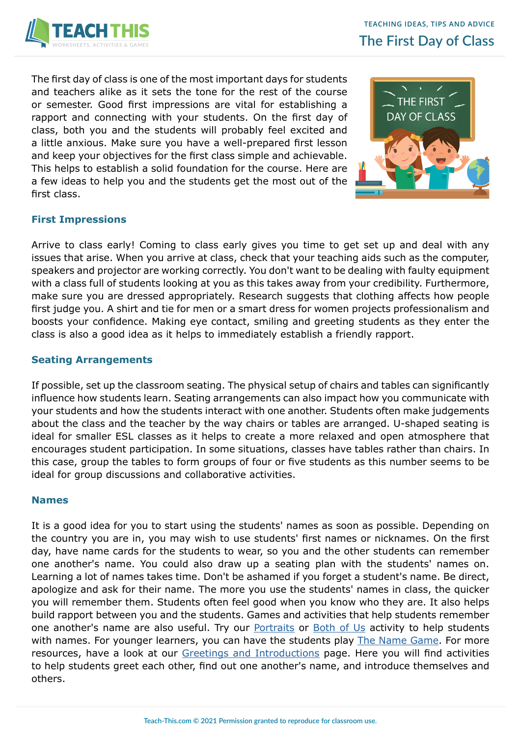# The First Day of Class

The first day of class is one of the most important days for students and teachers alike as it sets the tone for the rest of the course or semester. Good first impressions are vital for establishing a rapport and connecting with your students. On the first day of class, both you and the students will probably feel excited and a little anxious. Make sure you have a well-prepared first lesson and keep your objectives for the first class simple and achievable. This helps to establish a solid foundation for the course. Here are a few ideas to help you and the students get the most out of the first class.

## First Impressions

Arrive to class early! Coming to class early gives you time to get set up and deal with any issues that arise. When you arrive at class, check that your teaching aids such as the computer, speakers and projector are working correctly. You don't want to be dealing with faulty equipment with a class full of students looking at you as this takes away from your credibility. Furthermore, make sure you are dressed appropriately. Research suggests that clothing affects how people first judge you. A shirt and tie for men or a smart dress for women projects professionalism and boosts your confidence. Making eye contact, smiling and greeting students as they enter the class is also a good idea as it helps to immediately establish a friendly rapport.

## Seating Arrangements

If possible, set up the classroom seating. The physical setup of chairs and tables can significantly influence how students learn. Seating arrangements can also impact how you communicate with your students and how the students interact with one another. Students often make judgements about the class and the teacher by the way chairs or tables are arranged. U-shaped seating is ideal for smaller ESL classes as it helps to create a more relaxed and open atmosphere that encourages student participation. In some situations, classes have tables rather than chairs. In this case, group the tables to form groups of four or five students as this number seems to be ideal for group discussions and collaborative activities.

## Names

It is a good idea for you to start using the students' names as soon as possible. Depending on the country you are in, you may wish to use students' first names or nicknames. On the first day, have name cards for the students to wear, so you and the other students can remember one another's name. You could also draw up a seating plan with the students' names on. Learning a lot of names takes time. Don't be ashamed if you forget a student's name. Be direct, apologize and ask for their name. The more you use the students' names in class, the quicker you will remember them. Students often feel good when you know who they are. It also helps build rapport between you and the students. Games and activities that help students remember one another's name are also useful. Try our Portraits or Both of Us activity to help students with names. For younger learners, you can have the students play The Name Game. For more resources, have a look at our Greetings and Introductions page. Here you will find activities to help students greet each other, find out one another's name, and introduce themselves and others.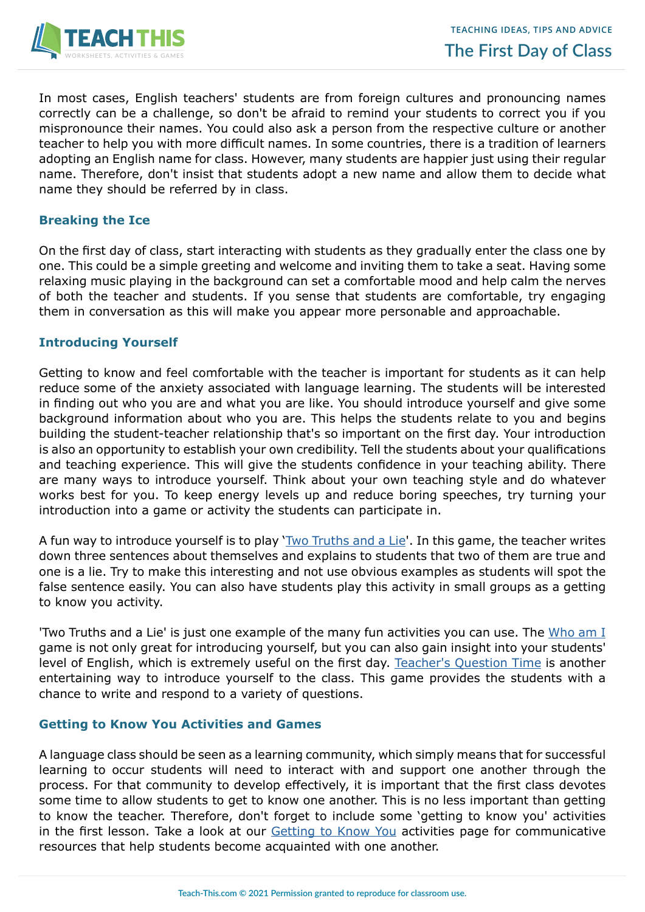In most cases, English teachers' students are from foreign cultures and pronouncing names correctly can be a challenge, so don't be afraid to remind your students to correct you if you mispronounce their names. You could also ask a person from the respective culture or another teacher to help you with more difficult names. In some countries, there is a tradition of learners adopting an English name for class. However, many students are happier just using their regular name. Therefore, don't insist that students adopt a new name and allow them to decide what name they should be referred by in class.

### Breaking the Ice

On the first day of class, start interacting with students as they gradually enter the class one by one. This could be a simple greeting and welcome and inviting them to take a seat. Having some relaxing music playing in the background can set a comfortable mood and help calm the nerves of both the teacher and students. If you sense that students are comfortable, try engaging them in conversation as this will make you appear more personable and approachable.

### Introducing Yourself

Getting to know and feel comfortable with the teacher is important for students as it can help reduce some of the anxiety associated with language learning. The students will be interested in finding out who you are and what you are like. You should introduce yourself and give some background information about who you are. This helps the students relate to you and begins building the student-teacher relationship that's so important on the first day. Your introduction is also an opportunity to establish your own credibility. Tell the students about your qualifications and teaching experience. This will give the students confidence in your teaching ability. There are many ways to introduce yourself. Think about your own teaching style and do whatever works best for you. To keep energy levels up and reduce boring speeches, try turning your introduction into a game or activity the students can participate in.

A fun way to introduce yourself is to play 'Two Truths and a Lie'. In this game, the teacher writes down three sentences about themselves and explains to students that two of them are true and one is a lie. Try to make this interesting and not use obvious examples as students will spot the false sentence easily. You can also have students play this activity in small groups as a getting to know you activity.

'Two Truths and a Lie' is just one example of the many fun activities you can use. The Who am I game is not only great for introducing yourself, but you can also gain insight into your students' level of English, which is extremely useful on the first day. Teacher's Question Time is another entertaining way to introduce yourself to the class. This game provides the students with a chance to write and respond to a variety of questions.

### Getting to Know You Activities and Games

A language class should be seen as a learning community, which simply means that for successful learning to occur students will need to interact with and support one another through the process. For that community to develop effectively, it is important that the first class devotes some time to allow students to get to know one another. This is no less important than getting to know the teacher. Therefore, don't forget to include some 'getting to know you' activities in the first lesson. Take a look at our Getting to Know You activities page for communicative resources that help students become acquainted with one another.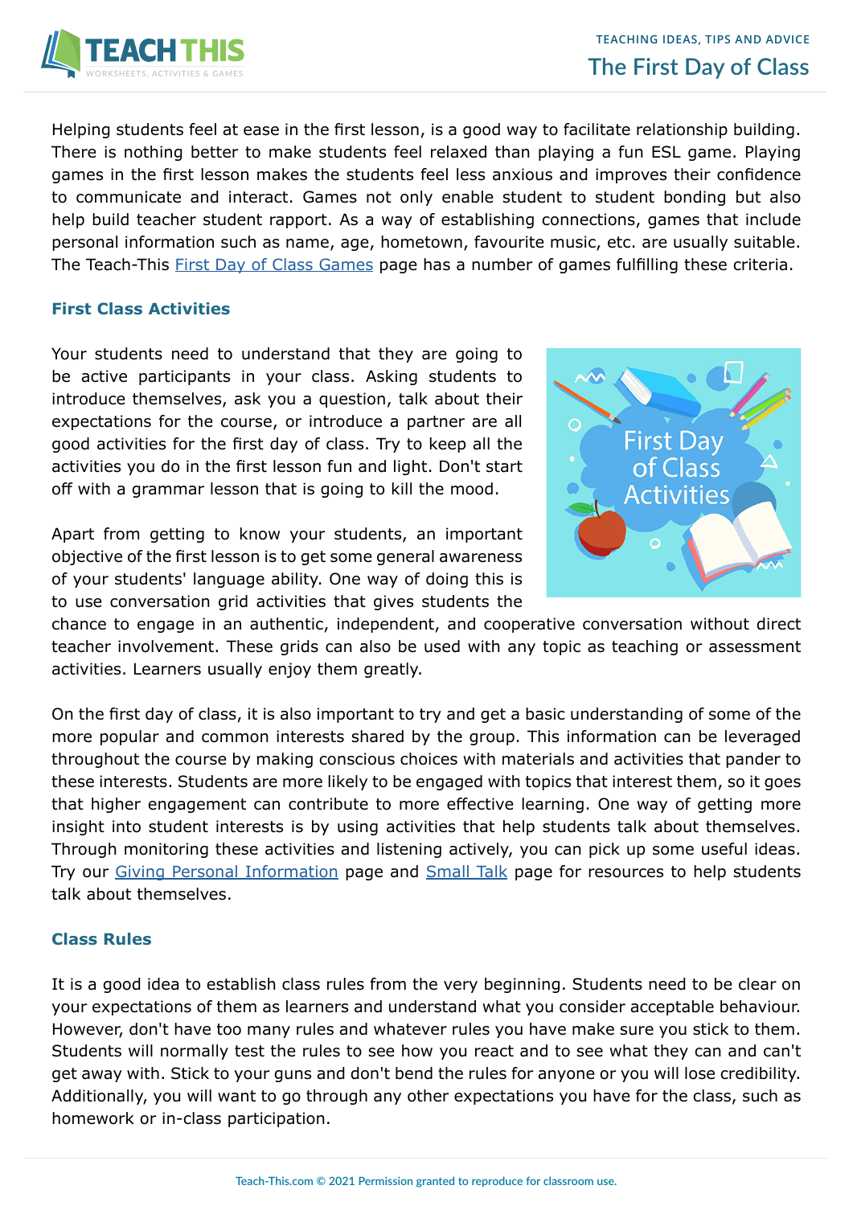Helping students feel at ease in the first lesson, is a good way to facilitate relationship building. There is nothing better to make students feel relaxed than playing a fun ESL game. Playing games in the first lesson makes the students feel less anxious and improves their confidence to communicate and interact. Games not only enable student to student bonding but also help build teacher student rapport. As a way of establishing connections, games that include personal information such as name, age, hometown, favourite music, etc. are usually suitable. The Teach-This First Day of Class Games page has a number of games fulfilling these criteria.

### First Class Activities

Your students need to understand that they are going to be active participants in your class. Asking students to introduce themselves, ask you a question, talk about their expectations for the course, or introduce a partner are all good activities for the first day of class. Try to keep all the activities you do in the first lesson fun and light. Don't start off with a grammar lesson that is going to kill the mood.

Apart from getting to know your students, an important objective of the first lesson is to get some general awareness of your students' language ability. One way of doing this is to use conversation grid activities that gives students the chance to engage in an authentic, independent, and cooperative conversation without direct teacher involvement. These grids can also be used with any topic as teaching or assessment activities. Learners usually enjoy them greatly.

On the first day of class, it is also important to try and get a basic understanding of some of the more popular and common interests shared by the group. This information can be leveraged throughout the course by making conscious choices with materials and activities that pander to these interests. Students are more likely to be engaged with topics that interest them, so it goes that higher engagement can contribute to more effective learning. One way of getting more insight into student interests is by using activities that help students talk about themselves. Through monitoring these activities and listening actively, you can pick up some useful ideas. Try our Giving Personal Information page and Small Talk page for resources to help students talk about themselves.

### Class Rules

It is a good idea to establish class rules from the very beginning. Students need to be clear on your expectations of them as learners and understand what you consider acceptable behaviour. However, don't have too many rules and whatever rules you have make sure you stick to them. Students will normally test the rules to see how you react and to see what they can and can't get away with. Stick to your guns and don't bend the rules for anyone or you will lose credibility. Additionally, you will want to go through any other expectations you have for the class, such as homework or in-class participation.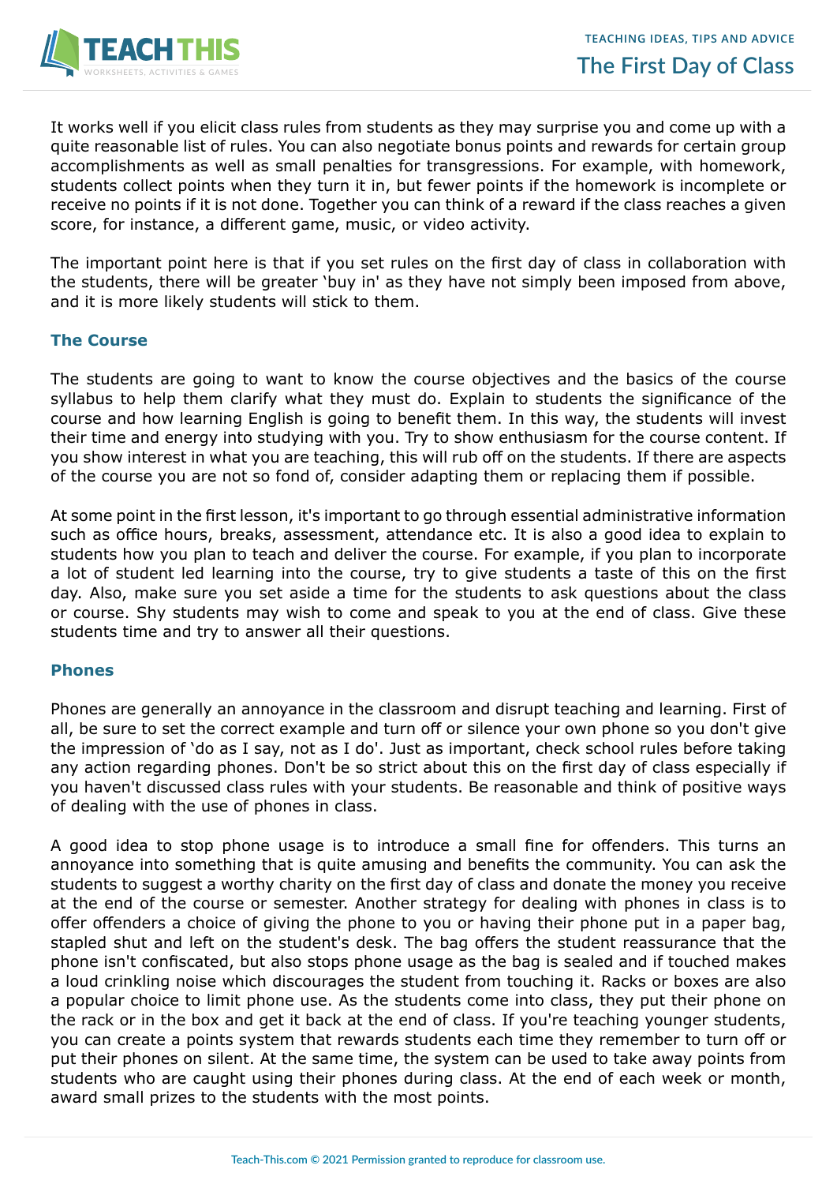It works well if you elicit class rules from students as they may surprise you and come up with a quite reasonable list of rules. You can also negotiate bonus points and rewards for certain group accomplishments as well as small penalties for transgressions. For example, with homework, students collect points when they turn it in, but fewer points if the homework is incomplete or receive no points if it is not done. Together you can think of a reward if the class reaches a given score, for instance, a different game, music, or video activity.

The important point here is that if you set rules on the first day of class in collaboration with the students, there will be greater 'buy in' as they have not simply been imposed from above, and it is more likely students will stick to them.

### The Course

The students are going to want to know the course objectives and the basics of the course syllabus to help them clarify what they must do. Explain to students the significance of the course and how learning English is going to benefit them. In this way, the students will invest their time and energy into studying with you. Try to show enthusiasm for the course content. If you show interest in what you are teaching, this will rub off on the students. If there are aspects of the course you are not so fond of, consider adapting them or replacing them if possible.

At some point in the first lesson, it's important to go through essential administrative information such as office hours, breaks, assessment, attendance etc. It is also a good idea to explain to students how you plan to teach and deliver the course. For example, if you plan to incorporate a lot of student led learning into the course, try to give students a taste of this on the first day. Also, make sure you set aside a time for the students to ask questions about the class or course. Shy students may wish to come and speak to you at the end of class. Give these students time and try to answer all their questions.

### Phones

Phones are generally an annoyance in the classroom and disrupt teaching and learning. First of all, be sure to set the correct example and turn off or silence your own phone so you don't give the impression of 'do as I say, not as I do'. Just as important, check school rules before taking any action regarding phones. Don't be so strict about this on the first day of class especially if you haven't discussed class rules with your students. Be reasonable and think of positive ways of dealing with the use of phones in class.

A good idea to stop phone usage is to introduce a small fine for offenders. This turns an annoyance into something that is quite amusing and benefits the community. You can ask the students to suggest a worthy charity on the first day of class and donate the money you receive at the end of the course or semester. Another strategy for dealing with phones in class is to offer offenders a choice of giving the phone to you or having their phone put in a paper bag, stapled shut and left on the student's desk. The bag offers the student reassurance that the phone isn't confiscated, but also stops phone usage as the bag is sealed and if touched makes a loud crinkling noise which discourages the student from touching it. Racks or boxes are also a popular choice to limit phone use. As the students come into class, they put their phone on the rack or in the box and get it back at the end of class. If you're teaching younger students, you can create a points system that rewards students each time they remember to turn off or put their phones on silent. At the same time, the system can be used to take away points from students who are caught using their phones during class. At the end of each week or month, award small prizes to the students with the most points.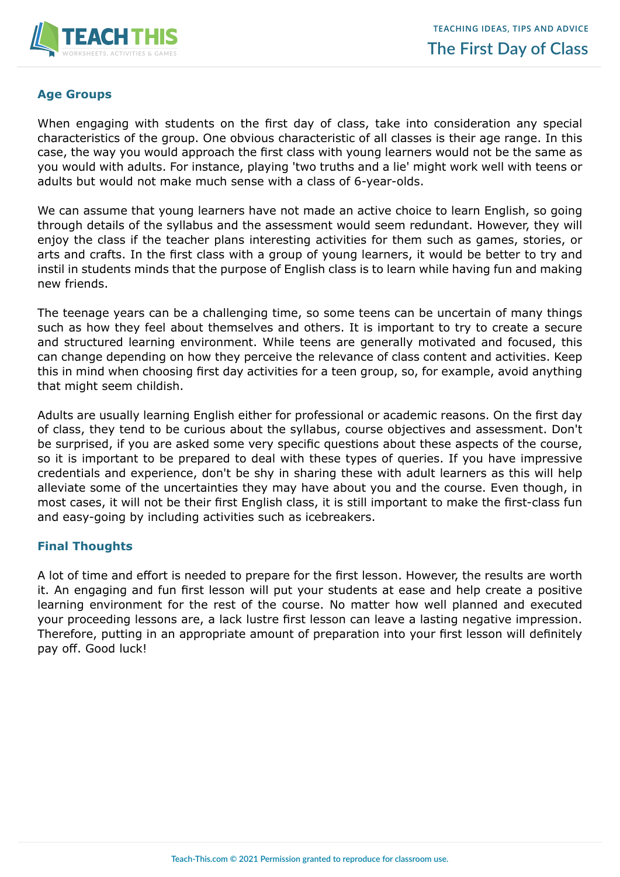## Age Groups

When engaging with students on the first day of class, take into consideration any special characteristics of the group. One obvious characteristic of all classes is their age range. In this case, the way you would approach the first class with young learners would not be the same as you would with adults. For instance, playing 'two truths and a lie' might work well with teens or adults but would not make much sense with a class of 6-year-olds.

We can assume that young learners have not made an active choice to learn English, so going through details of the syllabus and the assessment would seem redundant. However, they will enjoy the class if the teacher plans interesting activities for them such as games, stories, or arts and crafts. In the first class with a group of young learners, it would be better to try and instil in students minds that the purpose of English class is to learn while having fun and making new friends.

The teenage years can be a challenging time, so some teens can be uncertain of many things such as how they feel about themselves and others. It is important to try to create a secure and structured learning environment. While teens are generally motivated and focused, this can change depending on how they perceive the relevance of class content and activities. Keep this in mind when choosing first day activities for a teen group, so, for example, avoid anything that might seem childish.

Adults are usually learning English either for professional or academic reasons. On the first day of class, they tend to be curious about the syllabus, course objectives and assessment. Don't be surprised, if you are asked some very specific questions about these aspects of the course, so it is important to be prepared to deal with these types of queries. If you have impressive credentials and experience, don't be shy in sharing these with adult learners as this will help alleviate some of the uncertainties they may have about you and the course. Even though, in most cases, it will not be their first English class, it is still important to make the first-class fun and easy-going by including activities such as icebreakers.

## Final Thoughts

A lot of time and effort is needed to prepare for the first lesson. However, the results are worth it. An engaging and fun first lesson will put your students at ease and help create a positive learning environment for the rest of the course. No matter how well planned and executed your proceeding lessons are, a lack lustre first lesson can leave a lasting negative impression. Therefore, putting in an appropriate amount of preparation into your first lesson will definitely pay off. Good luck!